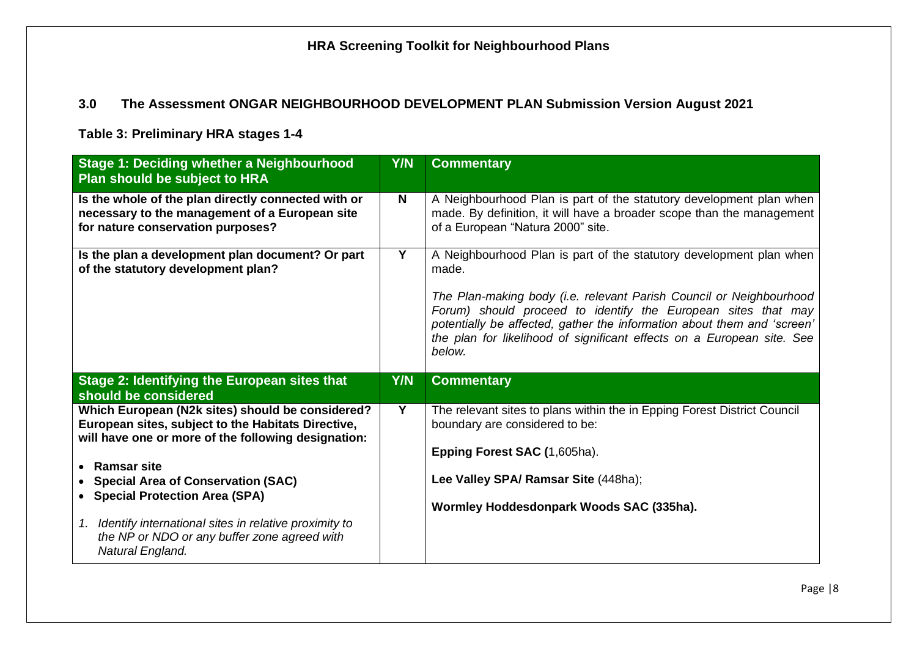## HRA Screening Toolkit for Neighbourhood Plans

### 3.0 The Assessment ONGAR NEIGHBOURHOOD DEVELOPMENT PLAN Submission Version August 2021

### Table 3: Preliminary HRA stages 1-4

| Stage 1: Deciding whether a Neighbourhood Plan should be subject to HRA | Y/N | Commentary |
|---|---|---|
| **Is the whole of the plan directly connected with or necessary to the management of a European site for nature conservation purposes?** | N | A Neighbourhood Plan is part of the statutory development plan when made. By definition, it will have a broader scope than the management of a European "Natura 2000" site. |
| **Is the plan a development plan document? Or part of the statutory development plan?** | Y | A Neighbourhood Plan is part of the statutory development plan when made.<br><br>*The Plan-making body (i.e. relevant Parish Council or Neighbourhood Forum) should proceed to identify the European sites that may potentially be affected, gather the information about them and 'screen' the plan for likelihood of significant effects on a European site. See below.* |
| **Stage 2: Identifying the European sites that should be considered** | **Y/N** | **Commentary** |
| **Which European (N2k sites) should be considered? European sites, subject to the Habitats Directive, will have one or more of the following designation:**<br><br>• **Ramsar site**<br>• **Special Area of Conservation (SAC)**<br>• **Special Protection Area (SPA)**<br><br>1. *Identify international sites in relative proximity to the NP or NDO or any buffer zone agreed with Natural England.* | Y | The relevant sites to plans within the in Epping Forest District Council boundary are considered to be:<br><br>**Epping Forest SAC (**1,605ha).<br><br>**Lee Valley SPA/ Ramsar Site** (448ha);<br><br>**Wormley Hoddesdonpark Woods SAC (335ha).** |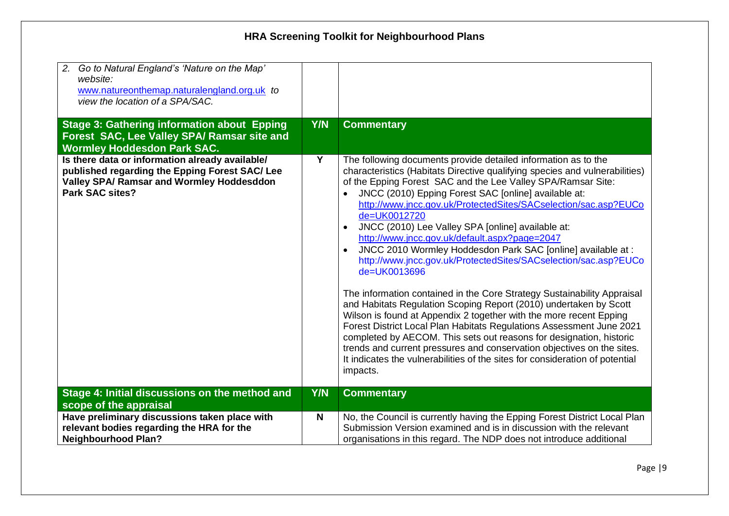| | | |
|---|---|---|
| 2. *Go to Natural England's 'Nature on the Map' website: [www.natureonthemap.naturalengland.org.uk](www.natureonthemap.naturalengland.org.uk) to view the location of a SPA/SAC.* | | |
| **Stage 3: Gathering information about Epping Forest SAC, Lee Valley SPA/ Ramsar site and Wormley Hoddesdon Park SAC.** | **Y/N** | **Commentary** |
| **Is there data or information already available/ published regarding the Epping Forest SAC/ Lee Valley SPA/ Ramsar and Wormley Hoddesddon Park SAC sites?** | **Y** | The following documents provide detailed information as to the characteristics (Habitats Directive qualifying species and vulnerabilities) of the Epping Forest SAC and the Lee Valley SPA/Ramsar Site:<br>• JNCC (2010) Epping Forest SAC [online] available at: http://www.jncc.gov.uk/ProtectedSites/SACselection/sac.asp?EUCode=UK0012720<br>• JNCC (2010) Lee Valley SPA [online] available at: http://www.jncc.gov.uk/default.aspx?page=2047<br>• JNCC 2010 Wormley Hoddesdon Park SAC [online] available at : http://www.jncc.gov.uk/ProtectedSites/SACselection/sac.asp?EUCode=UK0013696<br><br>The information contained in the Core Strategy Sustainability Appraisal and Habitats Regulation Scoping Report (2010) undertaken by Scott Wilson is found at Appendix 2 together with the more recent Epping Forest District Local Plan Habitats Regulations Assessment June 2021 completed by AECOM. This sets out reasons for designation, historic trends and current pressures and conservation objectives on the sites. It indicates the vulnerabilities of the sites for consideration of potential impacts. |
| **Stage 4: Initial discussions on the method and scope of the appraisal** | **Y/N** | **Commentary** |
| **Have preliminary discussions taken place with relevant bodies regarding the HRA for the Neighbourhood Plan?** | **N** | No, the Council is currently having the Epping Forest District Local Plan Submission Version examined and is in discussion with the relevant organisations in this regard. The NDP does not introduce additional |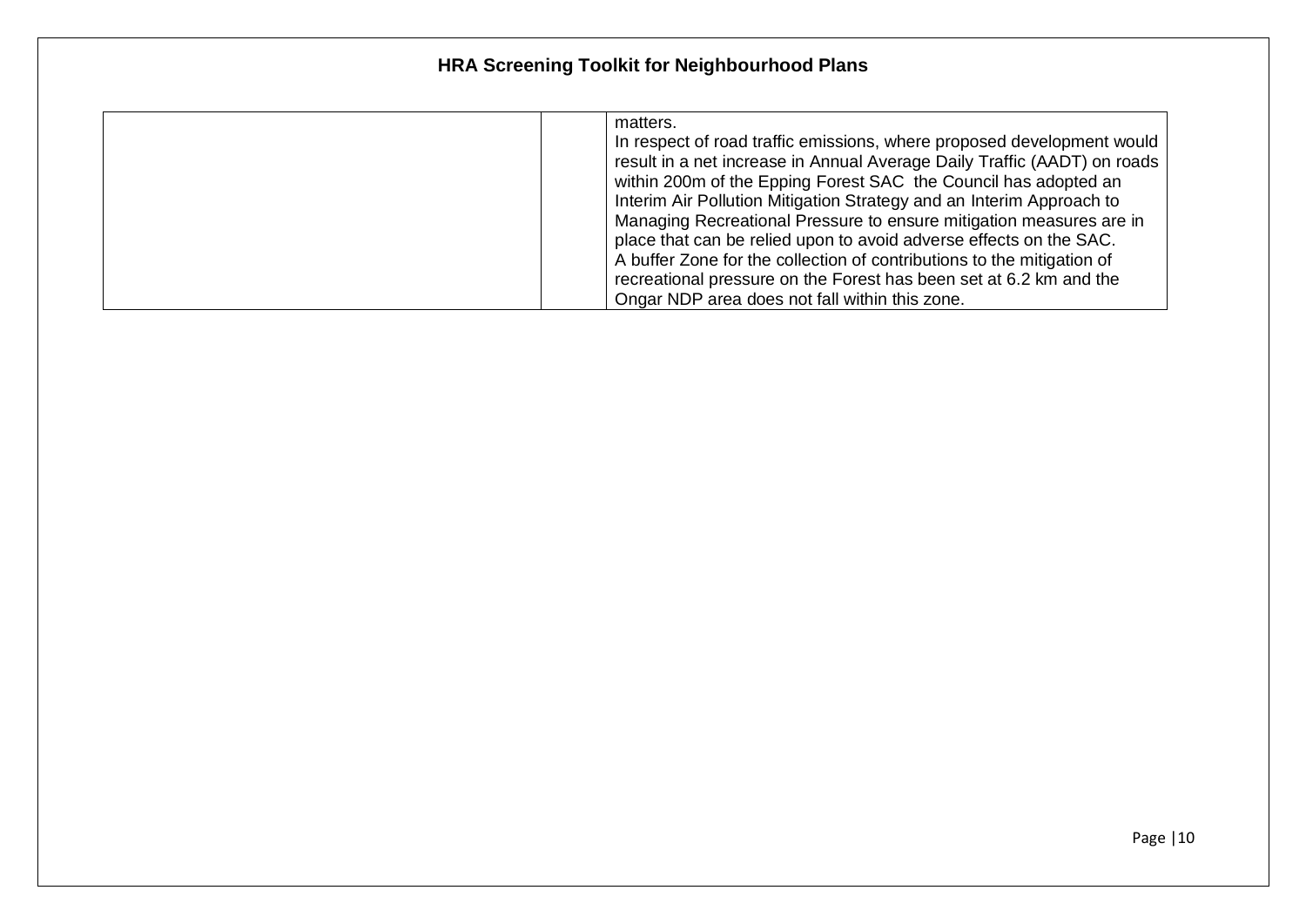| | | |
|---|---|---|
| | | matters.<br>In respect of road traffic emissions, where proposed development would result in a net increase in Annual Average Daily Traffic (AADT) on roads within 200m of the Epping Forest SAC the Council has adopted an Interim Air Pollution Mitigation Strategy and an Interim Approach to Managing Recreational Pressure to ensure mitigation measures are in place that can be relied upon to avoid adverse effects on the SAC.<br>A buffer Zone for the collection of contributions to the mitigation of recreational pressure on the Forest has been set at 6.2 km and the Ongar NDP area does not fall within this zone. |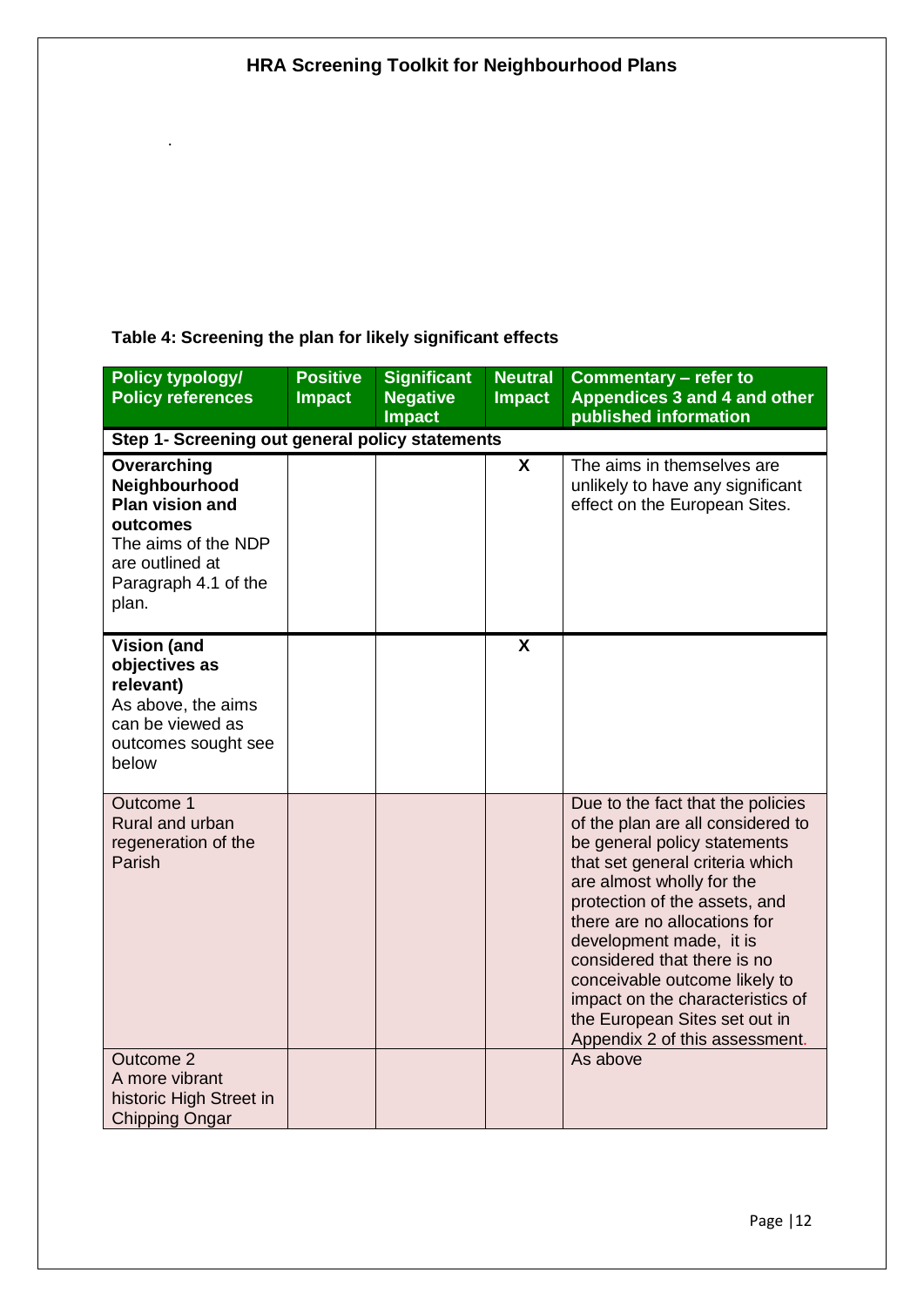**Table 4: Screening the plan for likely significant effects**

| Policy typology/ Policy references | Positive Impact | Significant Negative Impact | Neutral Impact | Commentary – refer to Appendices 3 and 4 and other published information |
|---|---|---|---|---|
| **Step 1- Screening out general policy statements** | | | | |
| **Overarching Neighbourhood Plan vision and outcomes** The aims of the NDP are outlined at Paragraph 4.1 of the plan. | | | X | The aims in themselves are unlikely to have any significant effect on the European Sites. |
| **Vision (and objectives as relevant)** As above, the aims can be viewed as outcomes sought see below | | | X | |
| Outcome 1 Rural and urban regeneration of the Parish | | | | Due to the fact that the policies of the plan are all considered to be general policy statements that set general criteria which are almost wholly for the protection of the assets, and there are no allocations for development made, it is considered that there is no conceivable outcome likely to impact on the characteristics of the European Sites set out in Appendix 2 of this assessment. |
| Outcome 2 A more vibrant historic High Street in Chipping Ongar | | | | As above |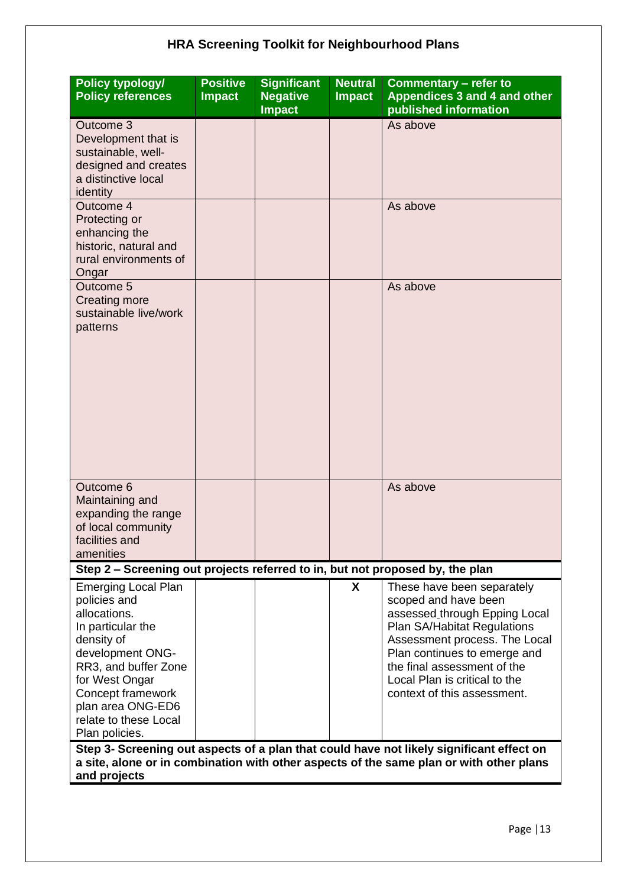## HRA Screening Toolkit for Neighbourhood Plans

| Policy typology/ Policy references | Positive Impact | Significant Negative Impact | Neutral Impact | Commentary – refer to Appendices 3 and 4 and other published information |
|---|---|---|---|---|
| Outcome 3 Development that is sustainable, well-designed and creates a distinctive local identity | | | | As above |
| Outcome 4 Protecting or enhancing the historic, natural and rural environments of Ongar | | | | As above |
| Outcome 5 Creating more sustainable live/work patterns | | | | As above |
| Outcome 6 Maintaining and expanding the range of local community facilities and amenities | | | | As above |
| **Step 2 – Screening out projects referred to in, but not proposed by, the plan** | | | | |
| Emerging Local Plan policies and allocations. In particular the density of development ONG-RR3, and buffer Zone for West Ongar Concept framework plan area ONG-ED6 relate to these Local Plan policies. | | | X | These have been separately scoped and have been assessed through Epping Local Plan SA/Habitat Regulations Assessment process. The Local Plan continues to emerge and the final assessment of the Local Plan is critical to the context of this assessment. |
| **Step 3- Screening out aspects of a plan that could have not likely significant effect on a site, alone or in combination with other aspects of the same plan or with other plans and projects** | | | | |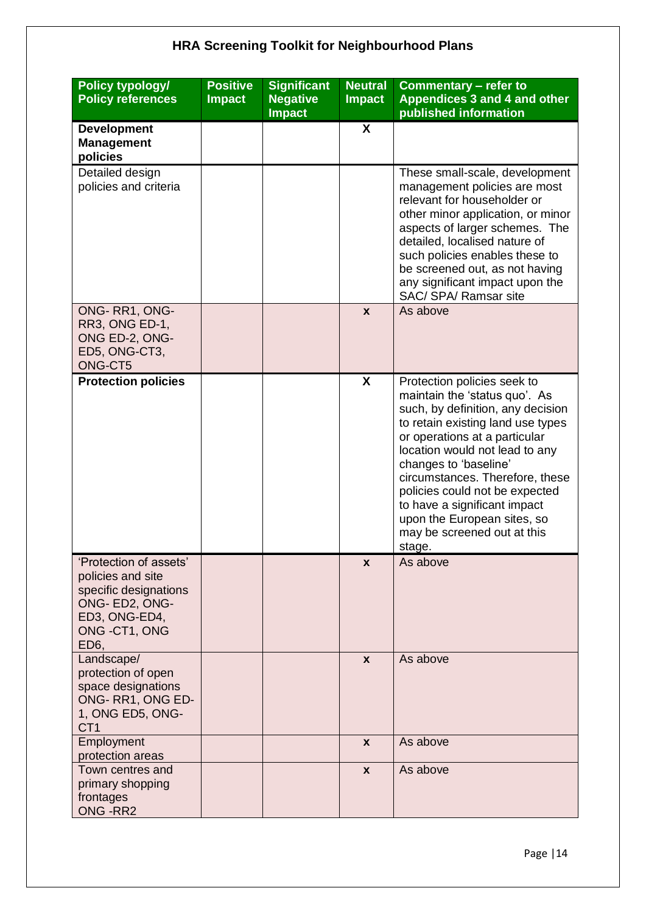## HRA Screening Toolkit for Neighbourhood Plans

| Policy typology/ Policy references | Positive Impact | Significant Negative Impact | Neutral Impact | Commentary – refer to Appendices 3 and 4 and other published information |
|---|---|---|---|---|
| **Development Management policies** | | | X | |
| Detailed design policies and criteria | | | | These small-scale, development management policies are most relevant for householder or other minor application, or minor aspects of larger schemes. The detailed, localised nature of such policies enables these to be screened out, as not having any significant impact upon the SAC/ SPA/ Ramsar site |
| ONG- RR1, ONG-RR3, ONG ED-1, ONG ED-2, ONG-ED5, ONG-CT3, ONG-CT5 | | | x | As above |
| **Protection policies** | | | X | Protection policies seek to maintain the 'status quo'. As such, by definition, any decision to retain existing land use types or operations at a particular location would not lead to any changes to 'baseline' circumstances. Therefore, these policies could not be expected to have a significant impact upon the European sites, so may be screened out at this stage. |
| 'Protection of assets' policies and site specific designations ONG- ED2, ONG-ED3, ONG-ED4, ONG -CT1, ONG ED6, | | | x | As above |
| Landscape/ protection of open space designations ONG- RR1, ONG ED-1, ONG ED5, ONG-CT1 | | | x | As above |
| Employment protection areas | | | x | As above |
| Town centres and primary shopping frontages ONG -RR2 | | | x | As above |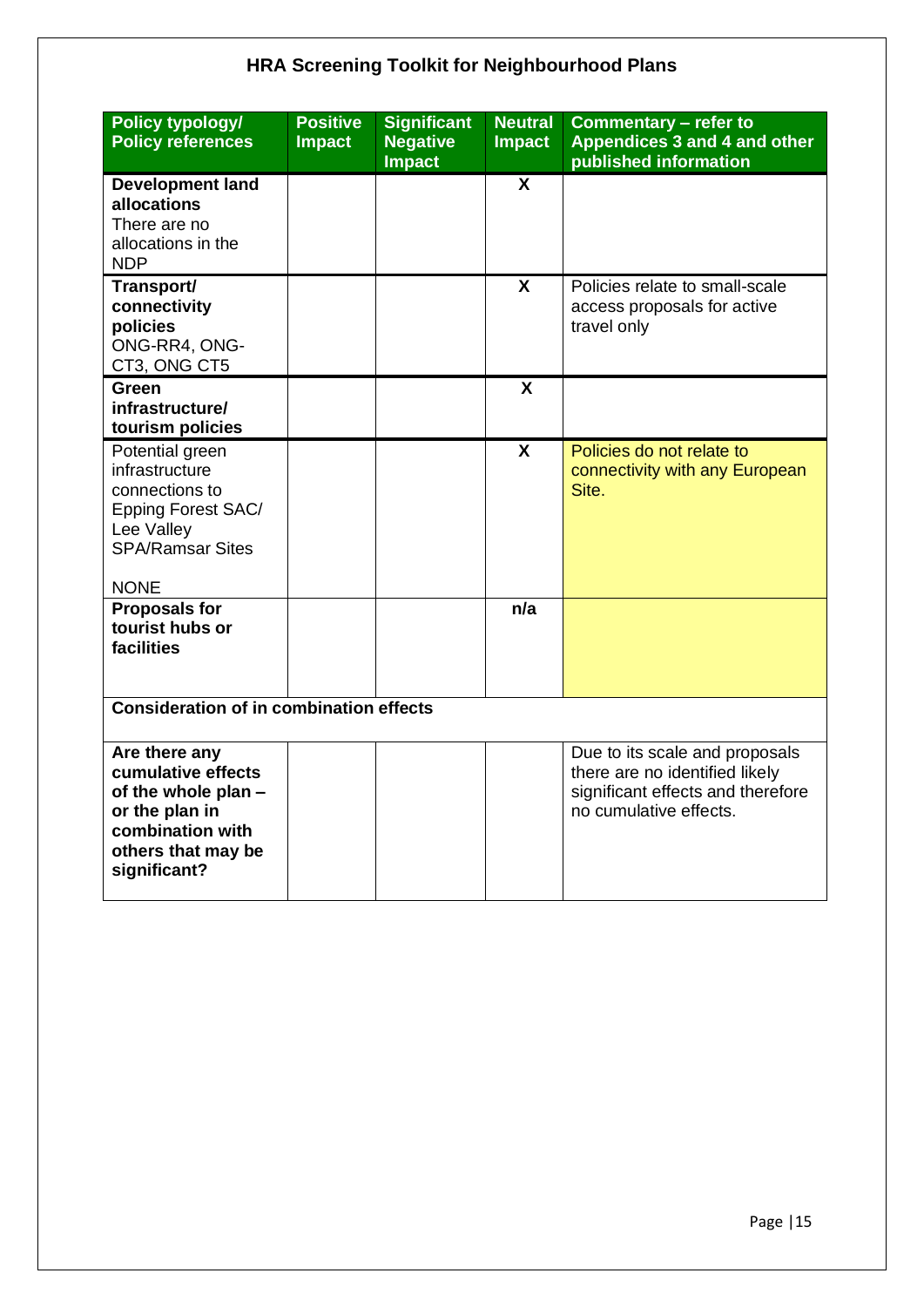## HRA Screening Toolkit for Neighbourhood Plans

| Policy typology/ Policy references | Positive Impact | Significant Negative Impact | Neutral Impact | Commentary – refer to Appendices 3 and 4 and other published information |
|---|---|---|---|---|
| **Development land allocations** There are no allocations in the NDP | | | **X** | |
| **Transport/ connectivity policies** ONG-RR4, ONG-CT3, ONG CT5 | | | **X** | Policies relate to small-scale access proposals for active travel only |
| **Green infrastructure/ tourism policies** | | | **X** | |
| Potential green infrastructure connections to Epping Forest SAC/ Lee Valley SPA/Ramsar Sites NONE | | | **X** | Policies do not relate to connectivity with any European Site. |
| **Proposals for tourist hubs or facilities** | | | **n/a** | |
| **Consideration of in combination effects** | | | | |
| **Are there any cumulative effects of the whole plan – or the plan in combination with others that may be significant?** | | | | Due to its scale and proposals there are no identified likely significant effects and therefore no cumulative effects. |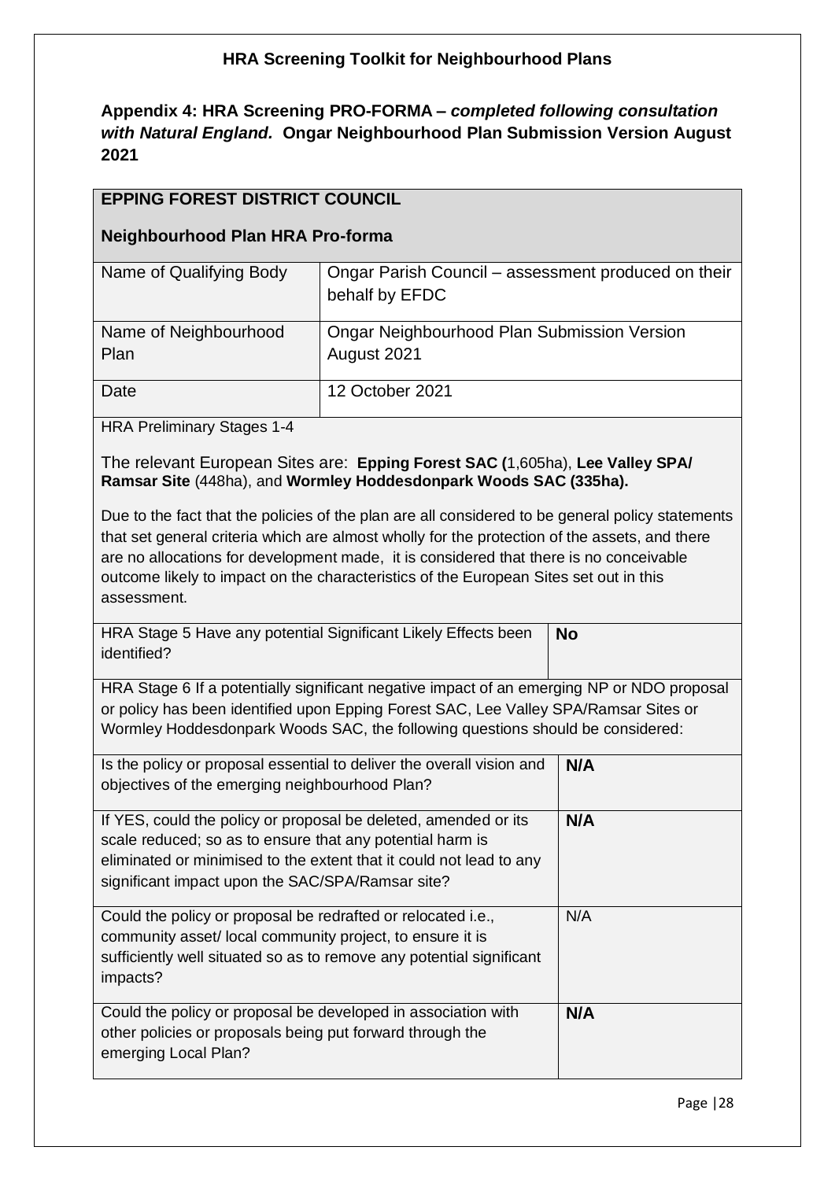## HRA Screening Toolkit for Neighbourhood Plans

### Appendix 4: HRA Screening PRO-FORMA – *completed following consultation with Natural England.* Ongar Neighbourhood Plan Submission Version August 2021

| **EPPING FOREST DISTRICT COUNCIL**<br><br>**Neighbourhood Plan HRA Pro-forma** | |
|---|---|
| Name of Qualifying Body | Ongar Parish Council – assessment produced on their behalf by EFDC |
| Name of Neighbourhood Plan | Ongar Neighbourhood Plan Submission Version August 2021 |
| Date | 12 October 2021 |

HRA Preliminary Stages 1-4

The relevant European Sites are: **Epping Forest SAC (**1,605ha), **Lee Valley SPA/ Ramsar Site** (448ha), and **Wormley Hoddesdonpark Woods SAC (335ha).**

Due to the fact that the policies of the plan are all considered to be general policy statements that set general criteria which are almost wholly for the protection of the assets, and there are no allocations for development made, it is considered that there is no conceivable outcome likely to impact on the characteristics of the European Sites set out in this assessment.

| HRA Stage 5 Have any potential Significant Likely Effects been identified? | **No** |
|---|---|

HRA Stage 6 If a potentially significant negative impact of an emerging NP or NDO proposal or policy has been identified upon Epping Forest SAC, Lee Valley SPA/Ramsar Sites or Wormley Hoddesdonpark Woods SAC, the following questions should be considered:

| Question | Response |
|---|---|
| Is the policy or proposal essential to deliver the overall vision and objectives of the emerging neighbourhood Plan? | **N/A** |
| If YES, could the policy or proposal be deleted, amended or its scale reduced; so as to ensure that any potential harm is eliminated or minimised to the extent that it could not lead to any significant impact upon the SAC/SPA/Ramsar site? | **N/A** |
| Could the policy or proposal be redrafted or relocated i.e., community asset/ local community project, to ensure it is sufficiently well situated so as to remove any potential significant impacts? | N/A |
| Could the policy or proposal be developed in association with other policies or proposals being put forward through the emerging Local Plan? | **N/A** |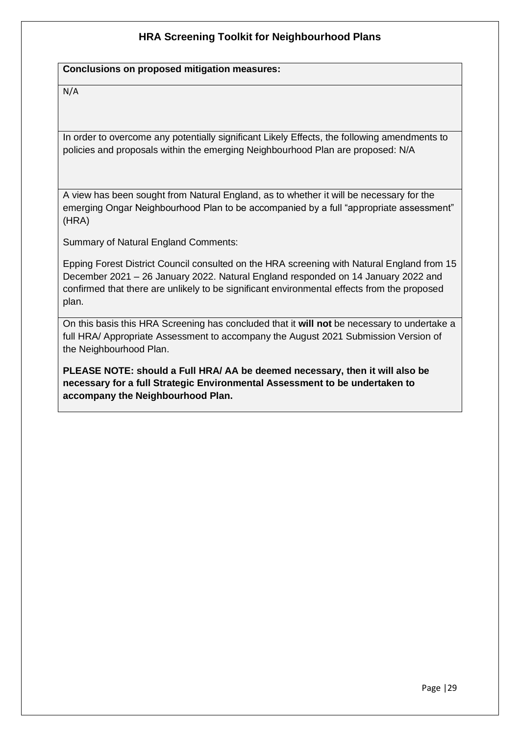**Conclusions on proposed mitigation measures:**

N/A

In order to overcome any potentially significant Likely Effects, the following amendments to policies and proposals within the emerging Neighbourhood Plan are proposed: N/A

A view has been sought from Natural England, as to whether it will be necessary for the emerging Ongar Neighbourhood Plan to be accompanied by a full "appropriate assessment" (HRA)

Summary of Natural England Comments:

Epping Forest District Council consulted on the HRA screening with Natural England from 15 December 2021 – 26 January 2022. Natural England responded on 14 January 2022 and confirmed that there are unlikely to be significant environmental effects from the proposed plan.

On this basis this HRA Screening has concluded that it **will not** be necessary to undertake a full HRA/ Appropriate Assessment to accompany the August 2021 Submission Version of the Neighbourhood Plan.

**PLEASE NOTE: should a Full HRA/ AA be deemed necessary, then it will also be necessary for a full Strategic Environmental Assessment to be undertaken to accompany the Neighbourhood Plan.**